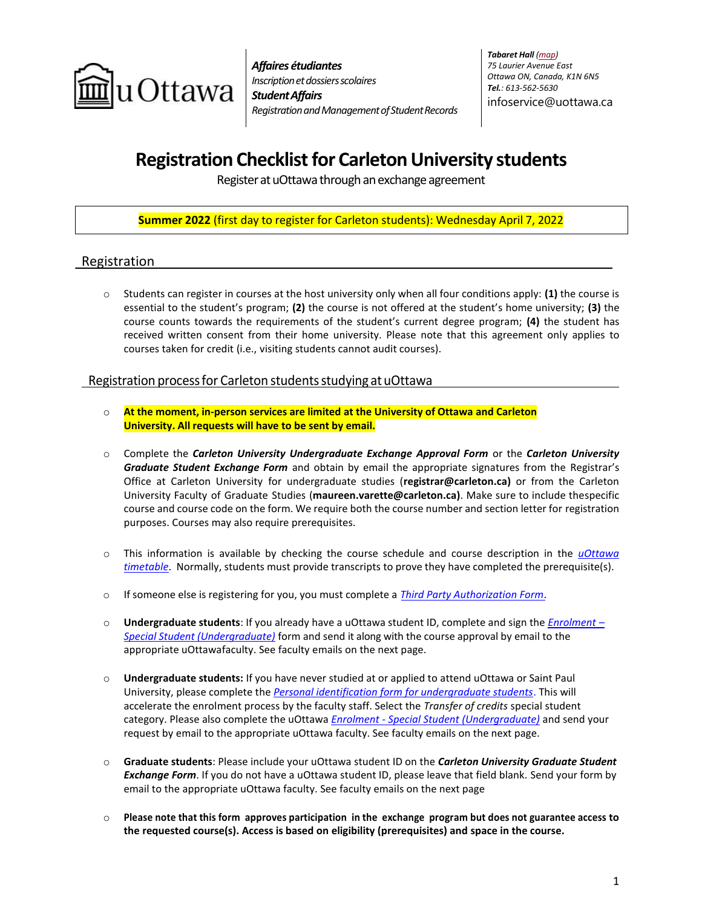uOttawa

***Affaires étudiantes***
*Inscription et dossiers scolaires*
***Student Affairs***
*Registration and Management of Student Records*

***Tabaret Hall*** *(map)*
*75 Laurier Avenue East*
*Ottawa ON, Canada, K1N 6N5*
***Tel.****: 613-562-5630*
infoservice@uottawa.ca

# Registration Checklist for Carleton University students

Register at uOttawa through an exchange agreement

**Summer 2022** (first day to register for Carleton students): Wednesday April 7, 2022

## Registration

- Students can register in courses at the host university only when all four conditions apply: **(1)** the course is essential to the student's program; **(2)** the course is not offered at the student's home university; **(3)** the course counts towards the requirements of the student's current degree program; **(4)** the student has received written consent from their home university. Please note that this agreement only applies to courses taken for credit (i.e., visiting students cannot audit courses).

## Registration process for Carleton students studying at uOttawa

- **At the moment, in-person services are limited at the University of Ottawa and Carleton University. All requests will have to be sent by email.**

- Complete the ***Carleton University Undergraduate Exchange Approval Form*** or the ***Carleton University Graduate Student Exchange Form*** and obtain by email the appropriate signatures from the Registrar's Office at Carleton University for undergraduate studies (**registrar@carleton.ca)** or from the Carleton University Faculty of Graduate Studies (**maureen.varette@carleton.ca)**. Make sure to include thespecific course and course code on the form. We require both the course number and section letter for registration purposes. Courses may also require prerequisites.

- This information is available by checking the course schedule and course description in the *uOttawa timetable*. Normally, students must provide transcripts to prove they have completed the prerequisite(s).

- If someone else is registering for you, you must complete a *Third Party Authorization Form*.

- **Undergraduate students**: If you already have a uOttawa student ID, complete and sign the *Enrolment – Special Student (Undergraduate)* form and send it along with the course approval by email to the appropriate uOttawafaculty. See faculty emails on the next page.

- **Undergraduate students:** If you have never studied at or applied to attend uOttawa or Saint Paul University, please complete the *Personal identification form for undergraduate students*. This will accelerate the enrolment process by the faculty staff. Select the *Transfer of credits* special student category. Please also complete the uOttawa *Enrolment - Special Student (Undergraduate)* and send your request by email to the appropriate uOttawa faculty. See faculty emails on the next page.

- **Graduate students**: Please include your uOttawa student ID on the ***Carleton University Graduate Student Exchange Form***. If you do not have a uOttawa student ID, please leave that field blank. Send your form by email to the appropriate uOttawa faculty. See faculty emails on the next page

- **Please note that this form approves participation in the exchange program but does not guarantee access to the requested course(s). Access is based on eligibility (prerequisites) and space in the course.**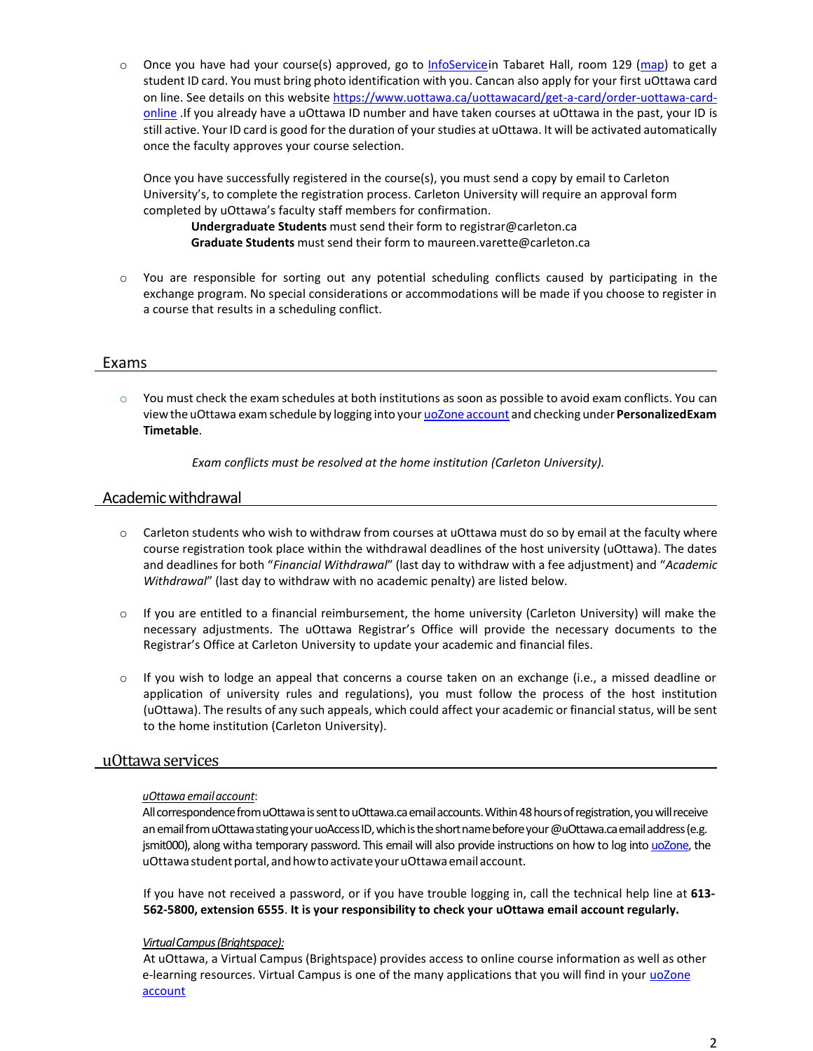- Once you have had your course(s) approved, go to [InfoService](#)in Tabaret Hall, room 129 ([map](#)) to get a student ID card. You must bring photo identification with you. Cancan also apply for your first uOttawa card on line. See details on this website [https://www.uottawa.ca/uottawacard/get-a-card/order-uottawa-card-online](https://www.uottawa.ca/uottawacard/get-a-card/order-uottawa-card-online) .If you already have a uOttawa ID number and have taken courses at uOttawa in the past, your ID is still active. Your ID card is good for the duration of your studies at uOttawa. It will be activated automatically once the faculty approves your course selection.

  Once you have successfully registered in the course(s), you must send a copy by email to Carleton University's, to complete the registration process. Carleton University will require an approval form completed by uOttawa's faculty staff members for confirmation.

  **Undergraduate Students** must send their form to registrar@carleton.ca
  **Graduate Students** must send their form to maureen.varette@carleton.ca

- You are responsible for sorting out any potential scheduling conflicts caused by participating in the exchange program. No special considerations or accommodations will be made if you choose to register in a course that results in a scheduling conflict.

## Exams

- You must check the exam schedules at both institutions as soon as possible to avoid exam conflicts. You can view the uOttawa exam schedule by logging into your [uoZone account](#) and checking under **PersonalizedExam Timetable**.

  *Exam conflicts must be resolved at the home institution (Carleton University).*

## Academic withdrawal

- Carleton students who wish to withdraw from courses at uOttawa must do so by email at the faculty where course registration took place within the withdrawal deadlines of the host university (uOttawa). The dates and deadlines for both "*Financial Withdrawal*" (last day to withdraw with a fee adjustment) and "*Academic Withdrawal*" (last day to withdraw with no academic penalty) are listed below.

- If you are entitled to a financial reimbursement, the home university (Carleton University) will make the necessary adjustments. The uOttawa Registrar's Office will provide the necessary documents to the Registrar's Office at Carleton University to update your academic and financial files.

- If you wish to lodge an appeal that concerns a course taken on an exchange (i.e., a missed deadline or application of university rules and regulations), you must follow the process of the host institution (uOttawa). The results of any such appeals, which could affect your academic or financial status, will be sent to the home institution (Carleton University).

## uOttawa services

*uOttawa email account*:
All correspondence from uOttawa is sent to uOttawa.ca email accounts. Within 48 hours of registration, you will receive an email from uOttawa stating your uoAccess ID, which is the short name before your @uOttawa.ca email address (e.g. jsmit000), along witha temporary password. This email will also provide instructions on how to log into [uoZone](#), the uOttawa student portal, and how to activate your uOttawa email account.

If you have not received a password, or if you have trouble logging in, call the technical help line at **613-562-5800, extension 6555**. **It is your responsibility to check your uOttawa email account regularly.**

*Virtual Campus (Brightspace):*
At uOttawa, a Virtual Campus (Brightspace) provides access to online course information as well as other e-learning resources. Virtual Campus is one of the many applications that you will find in your [uoZone account](#)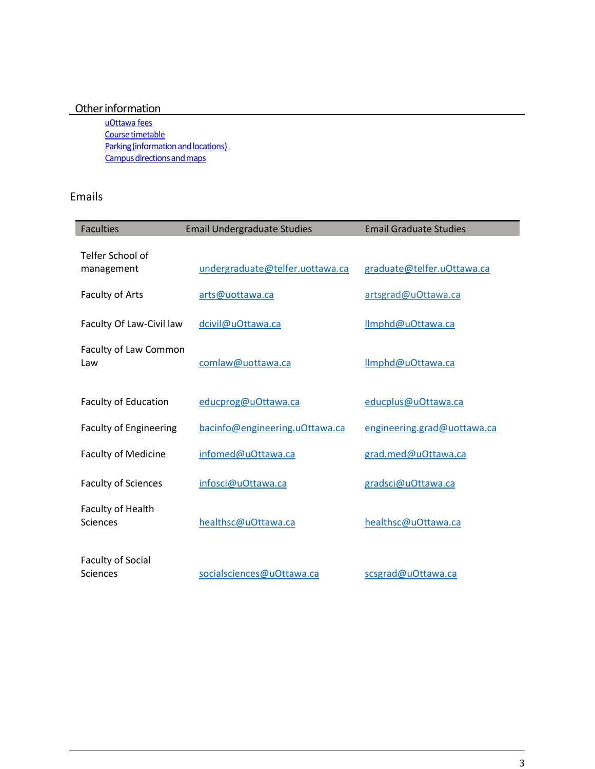## Other information

- uOttawa fees
- Course timetable
- Parking (information and locations)
- Campus directions and maps

## Emails

| Faculties | Email Undergraduate Studies | Email Graduate Studies |
|---|---|---|
| Telfer School of management | undergraduate@telfer.uottawa.ca | graduate@telfer.uOttawa.ca |
| Faculty of Arts | arts@uottawa.ca | artsgrad@uOttawa.ca |
| Faculty Of Law-Civil law | dcivil@uOttawa.ca | llmphd@uOttawa.ca |
| Faculty of Law Common Law | comlaw@uottawa.ca | llmphd@uOttawa.ca |
| Faculty of Education | educprog@uOttawa.ca | educplus@uOttawa.ca |
| Faculty of Engineering | bacinfo@engineering.uOttawa.ca | engineering.grad@uottawa.ca |
| Faculty of Medicine | infomed@uOttawa.ca | grad.med@uOttawa.ca |
| Faculty of Sciences | infosci@uOttawa.ca | gradsci@uOttawa.ca |
| Faculty of Health Sciences | healthsc@uOttawa.ca | healthsc@uOttawa.ca |
| Faculty of Social Sciences | socialsciences@uOttawa.ca | scsgrad@uOttawa.ca |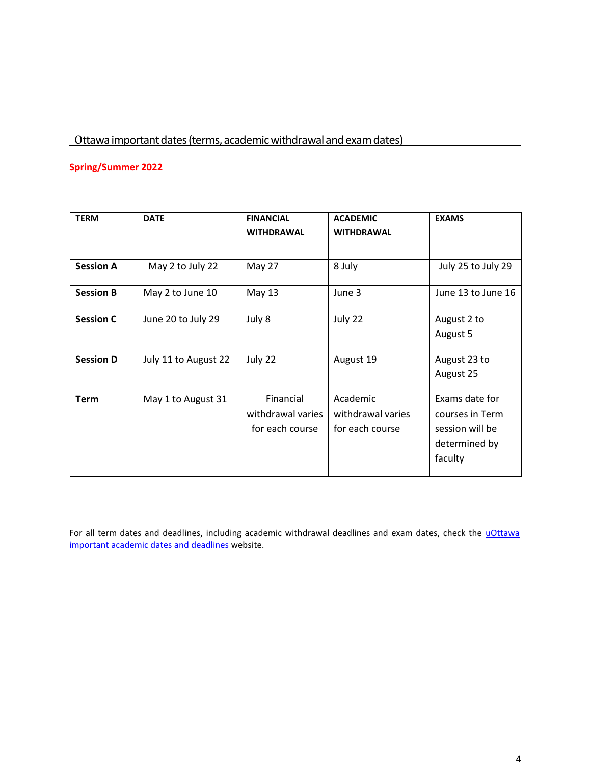## Ottawa important dates (terms, academic withdrawal and exam dates)

**Spring/Summer 2022**

| TERM | DATE | FINANCIAL WITHDRAWAL | ACADEMIC WITHDRAWAL | EXAMS |
|---|---|---|---|---|
| **Session A** | May 2 to July 22 | May 27 | 8 July | July 25 to July 29 |
| **Session B** | May 2 to June 10 | May 13 | June 3 | June 13 to June 16 |
| **Session C** | June 20 to July 29 | July 8 | July 22 | August 2 to August 5 |
| **Session D** | July 11 to August 22 | July 22 | August 19 | August 23 to August 25 |
| **Term** | May 1 to August 31 | Financial withdrawal varies for each course | Academic withdrawal varies for each course | Exams date for courses in Term session will be determined by faculty |

For all term dates and deadlines, including academic withdrawal deadlines and exam dates, check the [uOttawa important academic dates and deadlines] website.